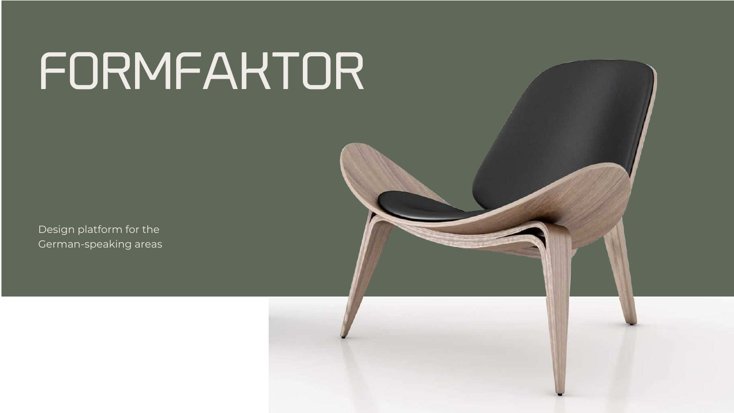# FORMFAKTOR

Design platform for the German-speaking areas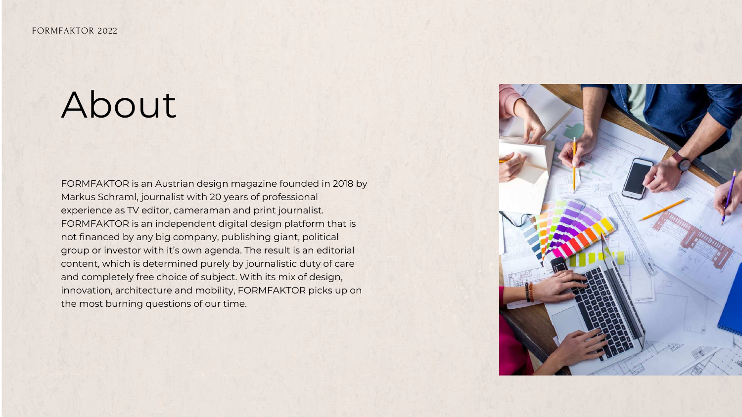# About

FORMFAKTOR is an Austrian design magazine founded in 2018 by Markus Schraml, journalist with 20 years of professional experience as TV editor, cameraman and print journalist. FORMFAKTOR is an independent digital design platform that is not financed by any big company, publishing giant, political group or investor with it's own agenda. The result is an editorial content, which is determined purely by journalistic duty of care and completely free choice of subject. With its mix of design, innovation, architecture and mobility, FORMFAKTOR picks up on the most burning questions of our time.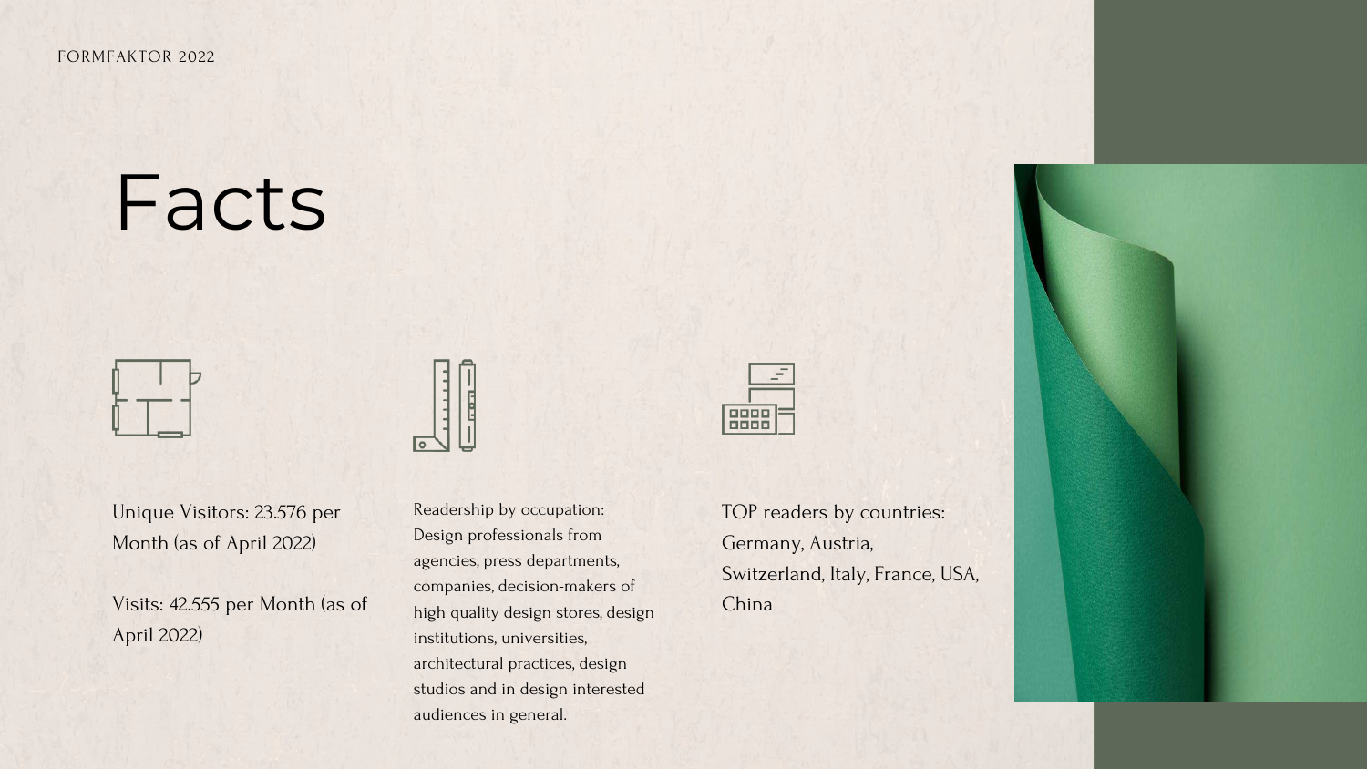# Facts

Unique Visitors: 23.576 per Month (as of April 2022)

Visits: 42.555 per Month (as of April 2022)

Readership by occupation: Design professionals from agencies, press departments, companies, decision-makers of high quality design stores, design institutions, universities, architectural practices, design studios and in design interested audiences in general.

TOP readers by countries: Germany, Austria, Switzerland, Italy, France, USA, China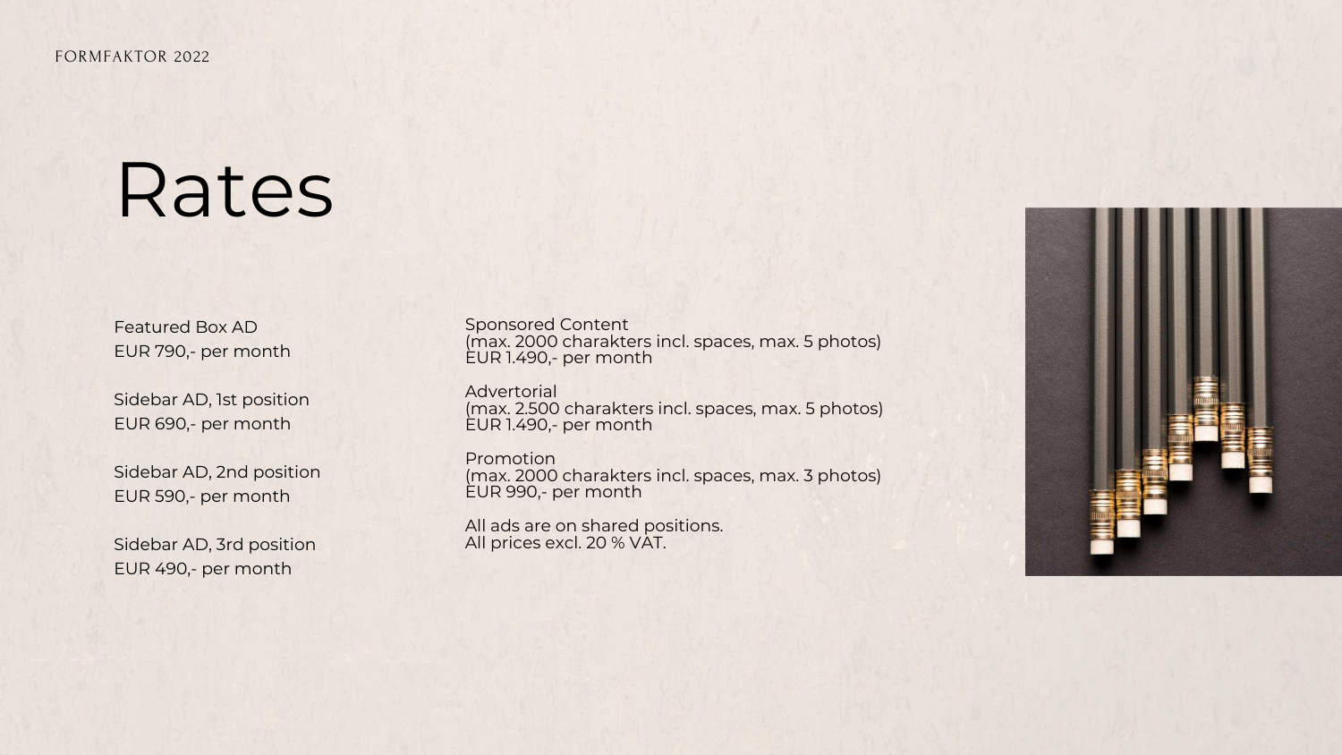# Rates

Featured Box AD
EUR 790,- per month

Sidebar AD, 1st position
EUR 690,- per month

Sidebar AD, 2nd position
EUR 590,- per month

Sidebar AD, 3rd position
EUR 490,- per month

Sponsored Content
(max. 2000 charakters incl. spaces, max. 5 photos)
EUR 1.490,- per month

Advertorial
(max. 2.500 charakters incl. spaces, max. 5 photos)
EUR 1.490,- per month

Promotion
(max. 2000 charakters incl. spaces, max. 3 photos)
EUR 990,- per month

All ads are on shared positions.
All prices excl. 20 % VAT.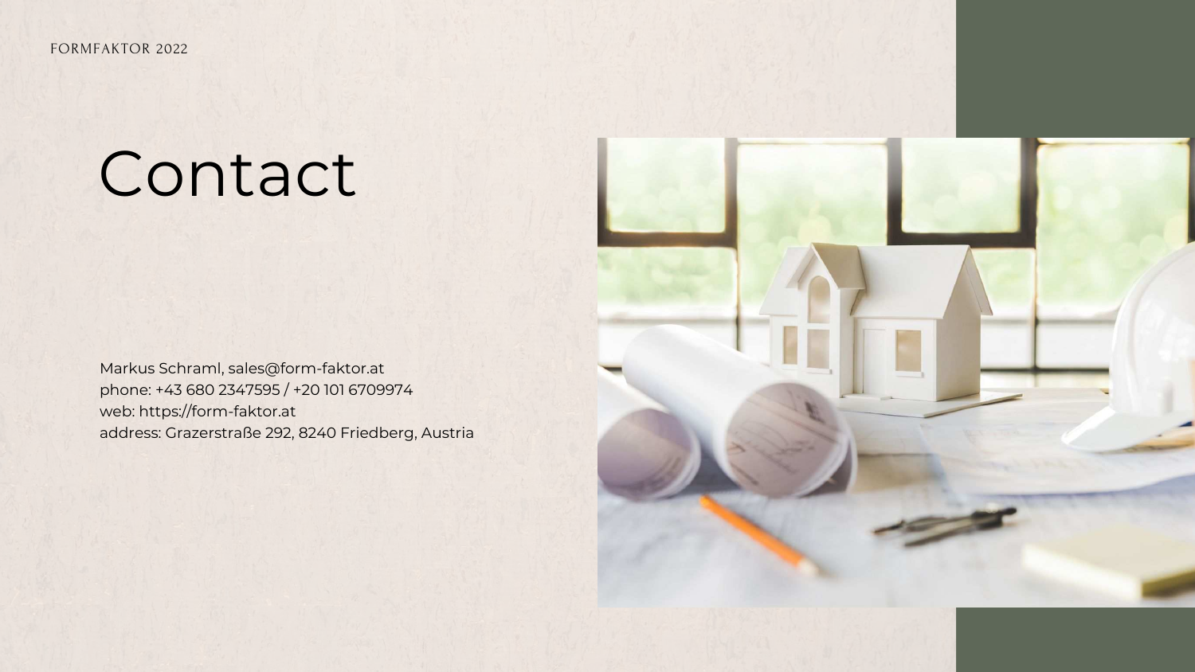# Contact

Markus Schraml, sales@form-faktor.at
phone: +43 680 2347595 / +20 101 6709974
web: https://form-faktor.at
address: Grazerstraße 292, 8240 Friedberg, Austria